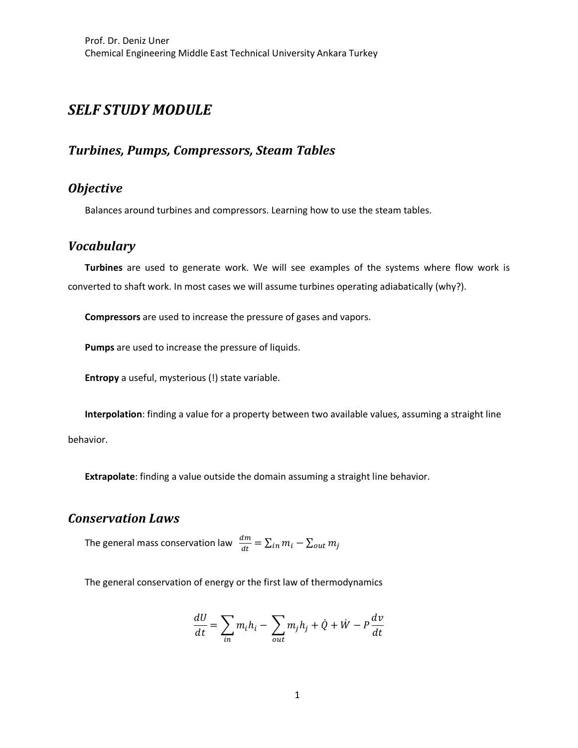Prof. Dr. Deniz Uner
Chemical Engineering Middle East Technical University Ankara Turkey

# *SELF STUDY MODULE*

## *Turbines, Pumps, Compressors, Steam Tables*

## *Objective*

Balances around turbines and compressors. Learning how to use the steam tables.

## *Vocabulary*

**Turbines** are used to generate work. We will see examples of the systems where flow work is converted to shaft work. In most cases we will assume turbines operating adiabatically (why?).

**Compressors** are used to increase the pressure of gases and vapors.

**Pumps** are used to increase the pressure of liquids.

**Entropy** a useful, mysterious (!) state variable.

**Interpolation**: finding a value for a property between two available values, assuming a straight line behavior.

**Extrapolate**: finding a value outside the domain assuming a straight line behavior.

## *Conservation Laws*

The general mass conservation law $\frac{dm}{dt} = \sum_{in} m_i - \sum_{out} m_j$

The general conservation of energy or the first law of thermodynamics

$$\frac{dU}{dt} = \sum_{in} m_i h_i - \sum_{out} m_j h_j + \dot{Q} + \dot{W} - P\frac{dv}{dt}$$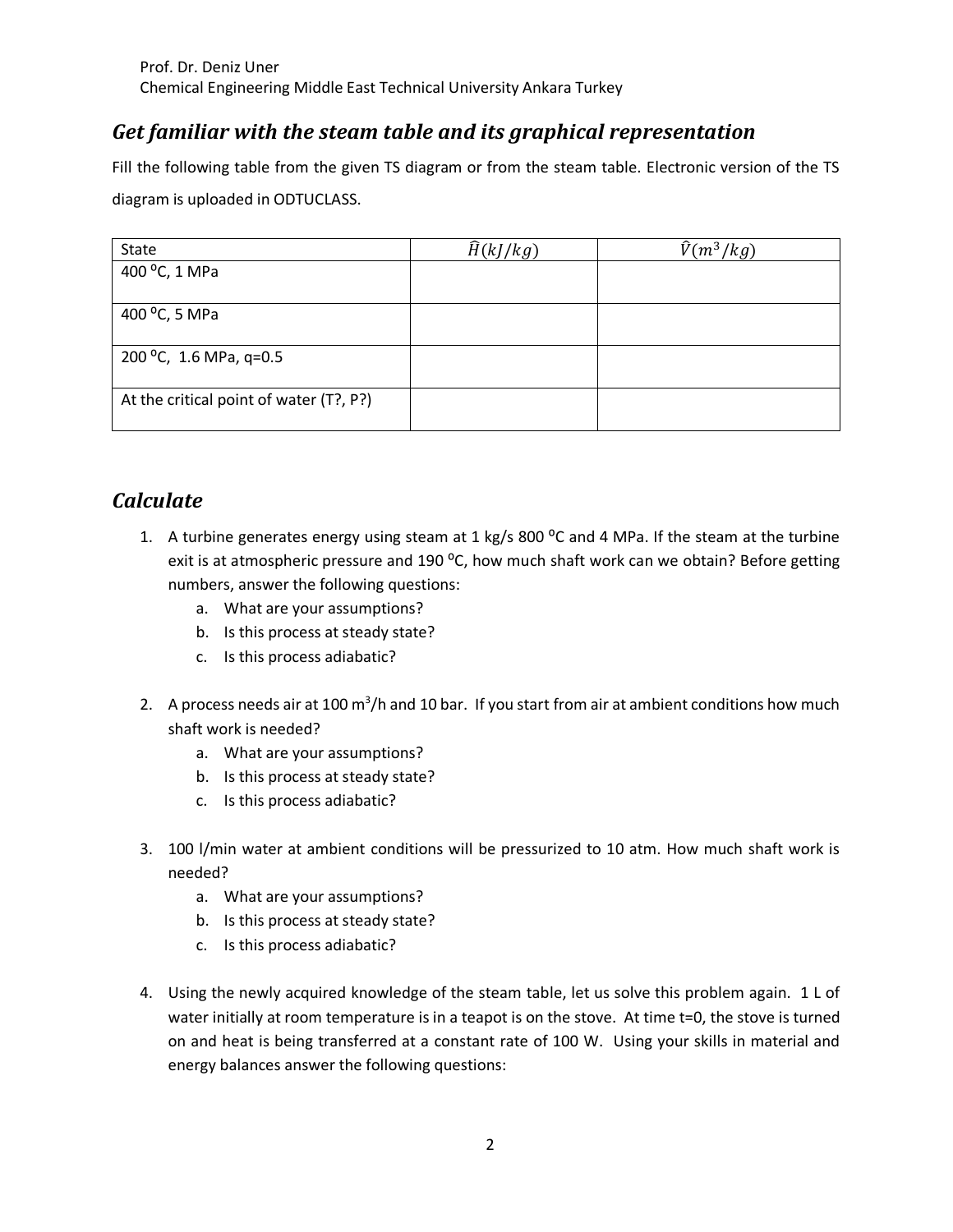Prof. Dr. Deniz Uner
Chemical Engineering Middle East Technical University Ankara Turkey

## *Get familiar with the steam table and its graphical representation*

Fill the following table from the given TS diagram or from the steam table. Electronic version of the TS diagram is uploaded in ODTUCLASS.

| State | $\hat{H}(kJ/kg)$ | $\hat{V}(m^3/kg)$ |
| --- | --- | --- |
| 400 °C, 1 MPa | | |
| 400 °C, 5 MPa | | |
| 200 °C, 1.6 MPa, q=0.5 | | |
| At the critical point of water (T?, P?) | | |

## *Calculate*

1. A turbine generates energy using steam at 1 kg/s 800 °C and 4 MPa. If the steam at the turbine exit is at atmospheric pressure and 190 °C, how much shaft work can we obtain? Before getting numbers, answer the following questions:
   a. What are your assumptions?
   b. Is this process at steady state?
   c. Is this process adiabatic?

2. A process needs air at 100 m$^3$/h and 10 bar. If you start from air at ambient conditions how much shaft work is needed?
   a. What are your assumptions?
   b. Is this process at steady state?
   c. Is this process adiabatic?

3. 100 l/min water at ambient conditions will be pressurized to 10 atm. How much shaft work is needed?
   a. What are your assumptions?
   b. Is this process at steady state?
   c. Is this process adiabatic?

4. Using the newly acquired knowledge of the steam table, let us solve this problem again. 1 L of water initially at room temperature is in a teapot is on the stove. At time t=0, the stove is turned on and heat is being transferred at a constant rate of 100 W. Using your skills in material and energy balances answer the following questions: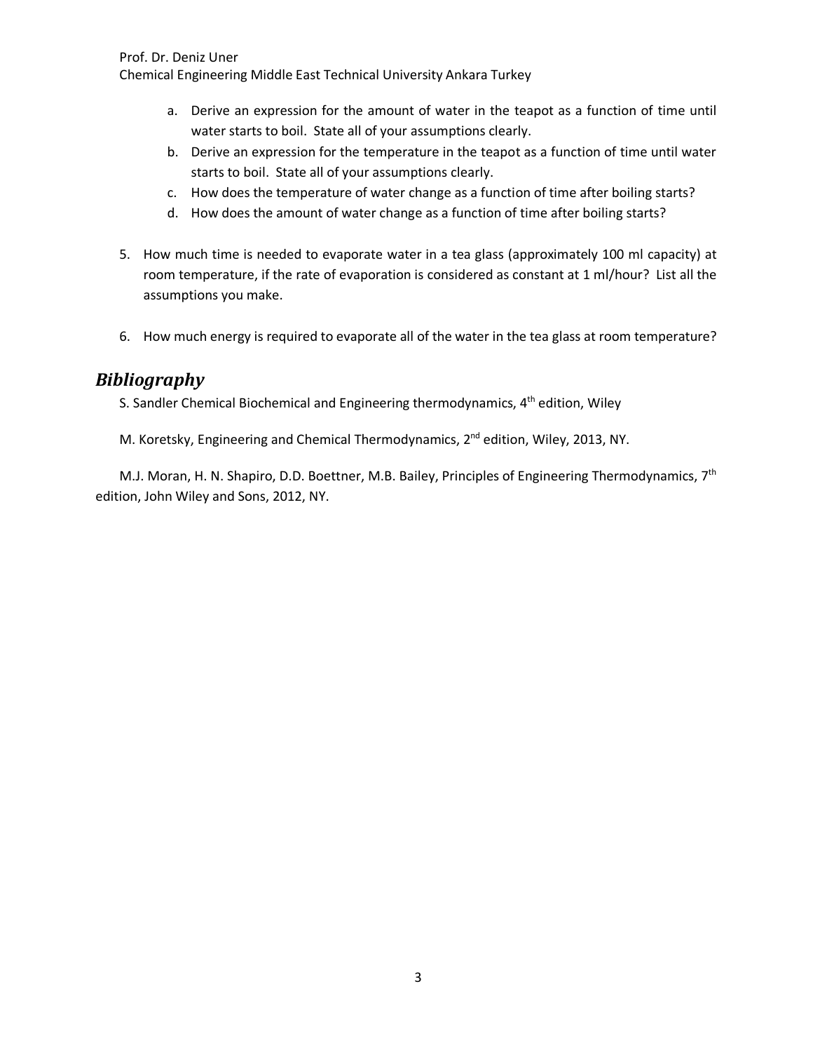a. Derive an expression for the amount of water in the teapot as a function of time until water starts to boil. State all of your assumptions clearly.
   b. Derive an expression for the temperature in the teapot as a function of time until water starts to boil. State all of your assumptions clearly.
   c. How does the temperature of water change as a function of time after boiling starts?
   d. How does the amount of water change as a function of time after boiling starts?

5. How much time is needed to evaporate water in a tea glass (approximately 100 ml capacity) at room temperature, if the rate of evaporation is considered as constant at 1 ml/hour? List all the assumptions you make.

6. How much energy is required to evaporate all of the water in the tea glass at room temperature?

## *Bibliography*

S. Sandler Chemical Biochemical and Engineering thermodynamics, 4th edition, Wiley

M. Koretsky, Engineering and Chemical Thermodynamics, 2nd edition, Wiley, 2013, NY.

M.J. Moran, H. N. Shapiro, D.D. Boettner, M.B. Bailey, Principles of Engineering Thermodynamics, 7th edition, John Wiley and Sons, 2012, NY.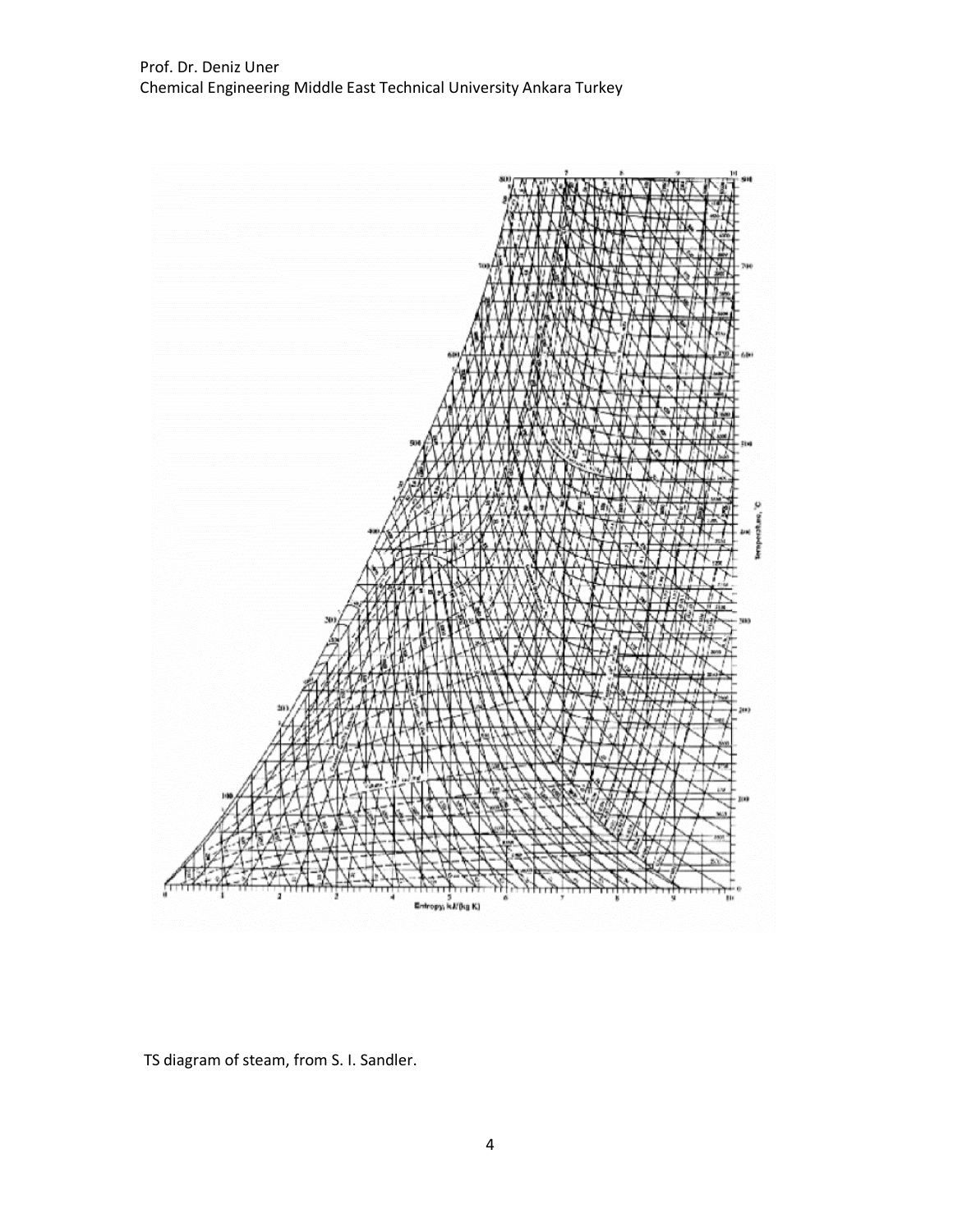Entropy, kJ/(kg K)

Temperature, °C

0 1 2 3 4 5 6 7 8 9 10

0 100 200 300 400 500 600 700 800

TS diagram of steam, from S. I. Sandler.